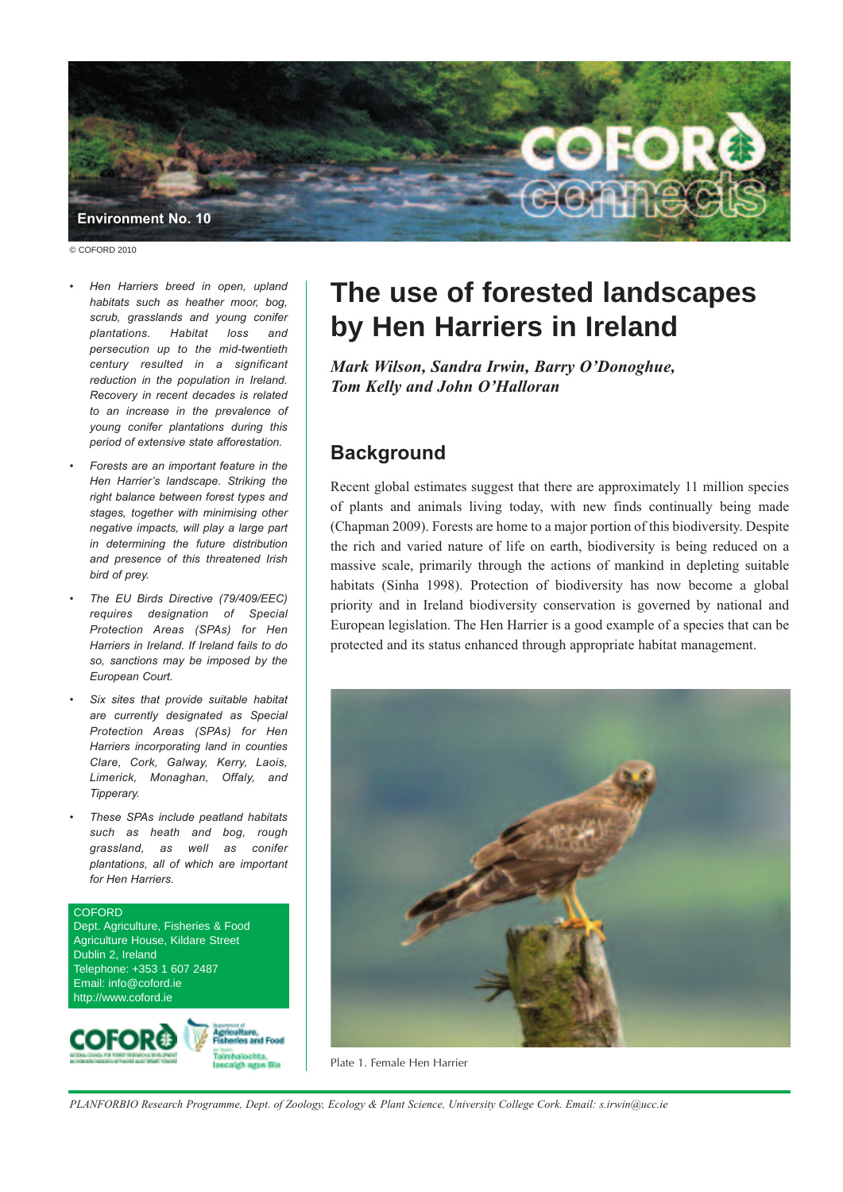Environment No. 10

© COFORD 2010

# The use of forested landscapes by Hen Harriers in Ireland

*Mark Wilson, Sandra Irwin, Barry O'Donoghue, Tom Kelly and John O'Halloran*

- *Hen Harriers breed in open, upland habitats such as heather moor, bog, scrub, grasslands and young conifer plantations. Habitat loss and persecution up to the mid-twentieth century resulted in a significant reduction in the population in Ireland. Recovery in recent decades is related to an increase in the prevalence of young conifer plantations during this period of extensive state afforestation.*
- *Forests are an important feature in the Hen Harrier's landscape. Striking the right balance between forest types and stages, together with minimising other negative impacts, will play a large part in determining the future distribution and presence of this threatened Irish bird of prey.*
- *The EU Birds Directive (79/409/EEC) requires designation of Special Protection Areas (SPAs) for Hen Harriers in Ireland. If Ireland fails to do so, sanctions may be imposed by the European Court.*
- *Six sites that provide suitable habitat are currently designated as Special Protection Areas (SPAs) for Hen Harriers incorporating land in counties Clare, Cork, Galway, Kerry, Laois, Limerick, Monaghan, Offaly, and Tipperary.*
- *These SPAs include peatland habitats such as heath and bog, rough grassland, as well as conifer plantations, all of which are important for Hen Harriers.*

COFORD
Dept. Agriculture, Fisheries & Food
Agriculture House, Kildare Street
Dublin 2, Ireland
Telephone: +353 1 607 2487
Email: info@coford.ie
http://www.coford.ie

## Background

Recent global estimates suggest that there are approximately 11 million species of plants and animals living today, with new finds continually being made (Chapman 2009). Forests are home to a major portion of this biodiversity. Despite the rich and varied nature of life on earth, biodiversity is being reduced on a massive scale, primarily through the actions of mankind in depleting suitable habitats (Sinha 1998). Protection of biodiversity has now become a global priority and in Ireland biodiversity conservation is governed by national and European legislation. The Hen Harrier is a good example of a species that can be protected and its status enhanced through appropriate habitat management.

Plate 1. Female Hen Harrier

*PLANFORBIO Research Programme, Dept. of Zoology, Ecology & Plant Science, University College Cork. Email: s.irwin@ucc.ie*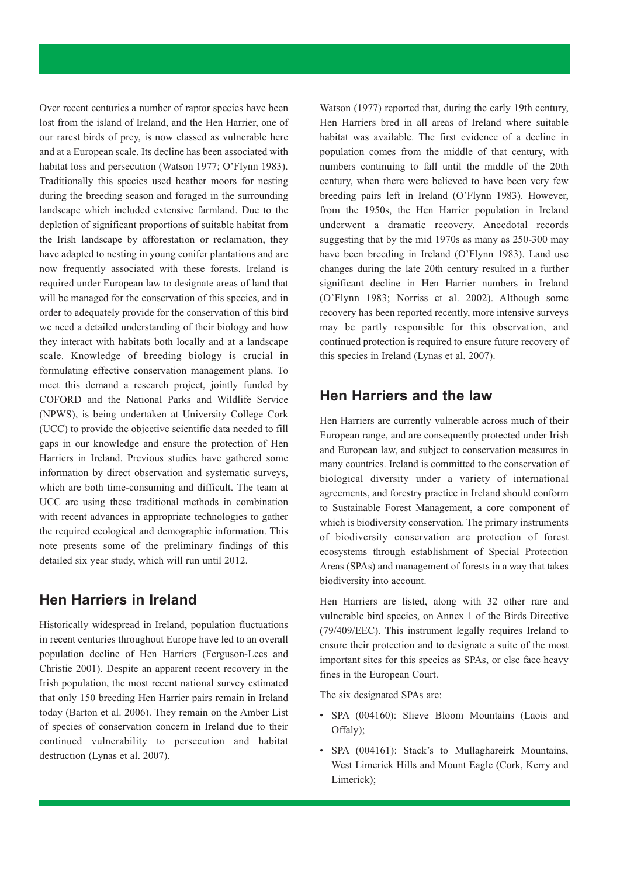Over recent centuries a number of raptor species have been lost from the island of Ireland, and the Hen Harrier, one of our rarest birds of prey, is now classed as vulnerable here and at a European scale. Its decline has been associated with habitat loss and persecution (Watson 1977; O'Flynn 1983). Traditionally this species used heather moors for nesting during the breeding season and foraged in the surrounding landscape which included extensive farmland. Due to the depletion of significant proportions of suitable habitat from the Irish landscape by afforestation or reclamation, they have adapted to nesting in young conifer plantations and are now frequently associated with these forests. Ireland is required under European law to designate areas of land that will be managed for the conservation of this species, and in order to adequately provide for the conservation of this bird we need a detailed understanding of their biology and how they interact with habitats both locally and at a landscape scale. Knowledge of breeding biology is crucial in formulating effective conservation management plans. To meet this demand a research project, jointly funded by COFORD and the National Parks and Wildlife Service (NPWS), is being undertaken at University College Cork (UCC) to provide the objective scientific data needed to fill gaps in our knowledge and ensure the protection of Hen Harriers in Ireland. Previous studies have gathered some information by direct observation and systematic surveys, which are both time-consuming and difficult. The team at UCC are using these traditional methods in combination with recent advances in appropriate technologies to gather the required ecological and demographic information. This note presents some of the preliminary findings of this detailed six year study, which will run until 2012.

## Hen Harriers in Ireland

Historically widespread in Ireland, population fluctuations in recent centuries throughout Europe have led to an overall population decline of Hen Harriers (Ferguson-Lees and Christie 2001). Despite an apparent recent recovery in the Irish population, the most recent national survey estimated that only 150 breeding Hen Harrier pairs remain in Ireland today (Barton et al. 2006). They remain on the Amber List of species of conservation concern in Ireland due to their continued vulnerability to persecution and habitat destruction (Lynas et al. 2007).

Watson (1977) reported that, during the early 19th century, Hen Harriers bred in all areas of Ireland where suitable habitat was available. The first evidence of a decline in population comes from the middle of that century, with numbers continuing to fall until the middle of the 20th century, when there were believed to have been very few breeding pairs left in Ireland (O'Flynn 1983). However, from the 1950s, the Hen Harrier population in Ireland underwent a dramatic recovery. Anecdotal records suggesting that by the mid 1970s as many as 250-300 may have been breeding in Ireland (O'Flynn 1983). Land use changes during the late 20th century resulted in a further significant decline in Hen Harrier numbers in Ireland (O'Flynn 1983; Norriss et al. 2002). Although some recovery has been reported recently, more intensive surveys may be partly responsible for this observation, and continued protection is required to ensure future recovery of this species in Ireland (Lynas et al. 2007).

## Hen Harriers and the law

Hen Harriers are currently vulnerable across much of their European range, and are consequently protected under Irish and European law, and subject to conservation measures in many countries. Ireland is committed to the conservation of biological diversity under a variety of international agreements, and forestry practice in Ireland should conform to Sustainable Forest Management, a core component of which is biodiversity conservation. The primary instruments of biodiversity conservation are protection of forest ecosystems through establishment of Special Protection Areas (SPAs) and management of forests in a way that takes biodiversity into account.

Hen Harriers are listed, along with 32 other rare and vulnerable bird species, on Annex 1 of the Birds Directive (79/409/EEC). This instrument legally requires Ireland to ensure their protection and to designate a suite of the most important sites for this species as SPAs, or else face heavy fines in the European Court.

The six designated SPAs are:

- SPA (004160): Slieve Bloom Mountains (Laois and Offaly);
- SPA (004161): Stack's to Mullaghareirk Mountains, West Limerick Hills and Mount Eagle (Cork, Kerry and Limerick);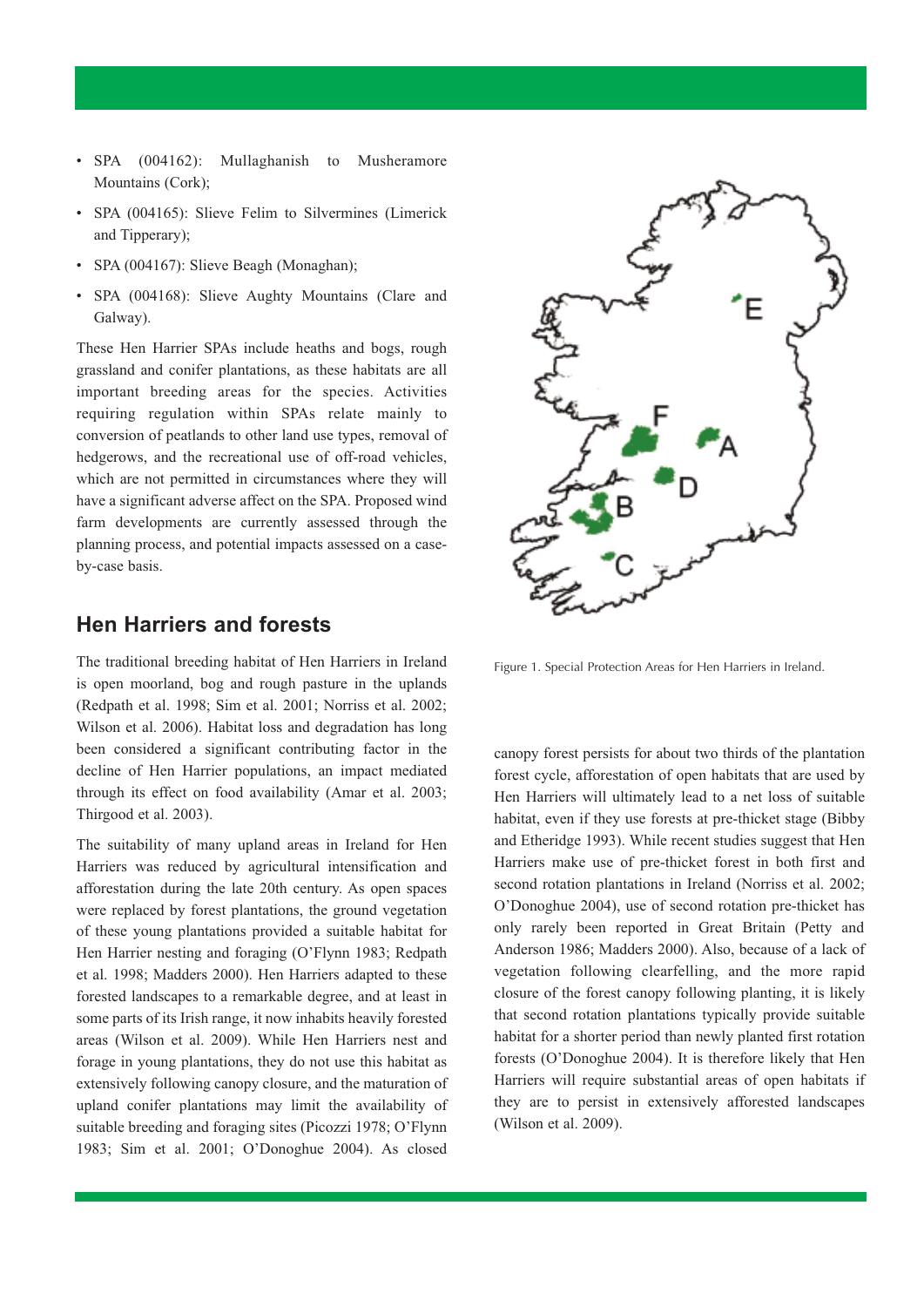- SPA (004162): Mullaghanish to Musheramore Mountains (Cork);
- SPA (004165): Slieve Felim to Silvermines (Limerick and Tipperary);
- SPA (004167): Slieve Beagh (Monaghan);
- SPA (004168): Slieve Aughty Mountains (Clare and Galway).

These Hen Harrier SPAs include heaths and bogs, rough grassland and conifer plantations, as these habitats are all important breeding areas for the species. Activities requiring regulation within SPAs relate mainly to conversion of peatlands to other land use types, removal of hedgerows, and the recreational use of off-road vehicles, which are not permitted in circumstances where they will have a significant adverse affect on the SPA. Proposed wind farm developments are currently assessed through the planning process, and potential impacts assessed on a case-by-case basis.

Figure 1. Special Protection Areas for Hen Harriers in Ireland.

## Hen Harriers and forests

The traditional breeding habitat of Hen Harriers in Ireland is open moorland, bog and rough pasture in the uplands (Redpath et al. 1998; Sim et al. 2001; Norriss et al. 2002; Wilson et al. 2006). Habitat loss and degradation has long been considered a significant contributing factor in the decline of Hen Harrier populations, an impact mediated through its effect on food availability (Amar et al. 2003; Thirgood et al. 2003).

The suitability of many upland areas in Ireland for Hen Harriers was reduced by agricultural intensification and afforestation during the late 20th century. As open spaces were replaced by forest plantations, the ground vegetation of these young plantations provided a suitable habitat for Hen Harrier nesting and foraging (O'Flynn 1983; Redpath et al. 1998; Madders 2000). Hen Harriers adapted to these forested landscapes to a remarkable degree, and at least in some parts of its Irish range, it now inhabits heavily forested areas (Wilson et al. 2009). While Hen Harriers nest and forage in young plantations, they do not use this habitat as extensively following canopy closure, and the maturation of upland conifer plantations may limit the availability of suitable breeding and foraging sites (Picozzi 1978; O'Flynn 1983; Sim et al. 2001; O'Donoghue 2004). As closed canopy forest persists for about two thirds of the plantation forest cycle, afforestation of open habitats that are used by Hen Harriers will ultimately lead to a net loss of suitable habitat, even if they use forests at pre-thicket stage (Bibby and Etheridge 1993). While recent studies suggest that Hen Harriers make use of pre-thicket forest in both first and second rotation plantations in Ireland (Norriss et al. 2002; O'Donoghue 2004), use of second rotation pre-thicket has only rarely been reported in Great Britain (Petty and Anderson 1986; Madders 2000). Also, because of a lack of vegetation following clearfelling, and the more rapid closure of the forest canopy following planting, it is likely that second rotation plantations typically provide suitable habitat for a shorter period than newly planted first rotation forests (O'Donoghue 2004). It is therefore likely that Hen Harriers will require substantial areas of open habitats if they are to persist in extensively afforested landscapes (Wilson et al. 2009).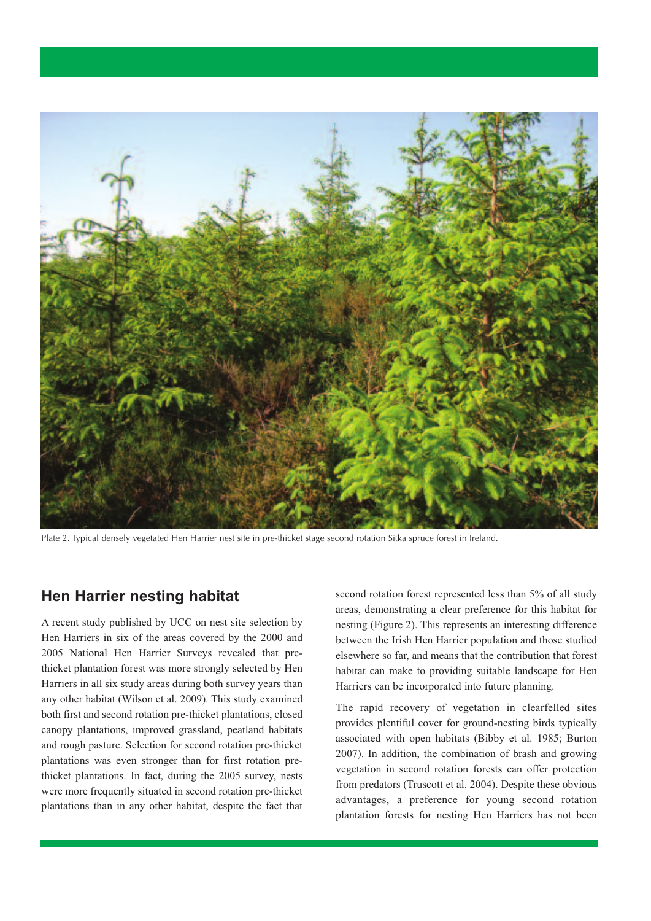Plate 2. Typical densely vegetated Hen Harrier nest site in pre-thicket stage second rotation Sitka spruce forest in Ireland.

## Hen Harrier nesting habitat

A recent study published by UCC on nest site selection by Hen Harriers in six of the areas covered by the 2000 and 2005 National Hen Harrier Surveys revealed that pre-thicket plantation forest was more strongly selected by Hen Harriers in all six study areas during both survey years than any other habitat (Wilson et al. 2009). This study examined both first and second rotation pre-thicket plantations, closed canopy plantations, improved grassland, peatland habitats and rough pasture. Selection for second rotation pre-thicket plantations was even stronger than for first rotation pre-thicket plantations. In fact, during the 2005 survey, nests were more frequently situated in second rotation pre-thicket plantations than in any other habitat, despite the fact that second rotation forest represented less than 5% of all study areas, demonstrating a clear preference for this habitat for nesting (Figure 2). This represents an interesting difference between the Irish Hen Harrier population and those studied elsewhere so far, and means that the contribution that forest habitat can make to providing suitable landscape for Hen Harriers can be incorporated into future planning.

The rapid recovery of vegetation in clearfelled sites provides plentiful cover for ground-nesting birds typically associated with open habitats (Bibby et al. 1985; Burton 2007). In addition, the combination of brash and growing vegetation in second rotation forests can offer protection from predators (Truscott et al. 2004). Despite these obvious advantages, a preference for young second rotation plantation forests for nesting Hen Harriers has not been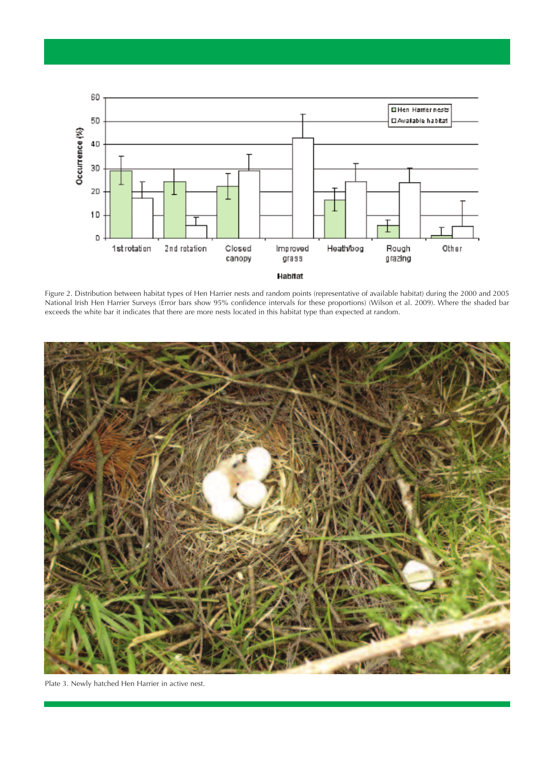Figure 2. Distribution between habitat types of Hen Harrier nests and random points (representative of available habitat) during the 2000 and 2005 National Irish Hen Harrier Surveys (Error bars show 95% confidence intervals for these proportions) (Wilson et al. 2009). Where the shaded bar exceeds the white bar it indicates that there are more nests located in this habitat type than expected at random.

Plate 3. Newly hatched Hen Harrier in active nest.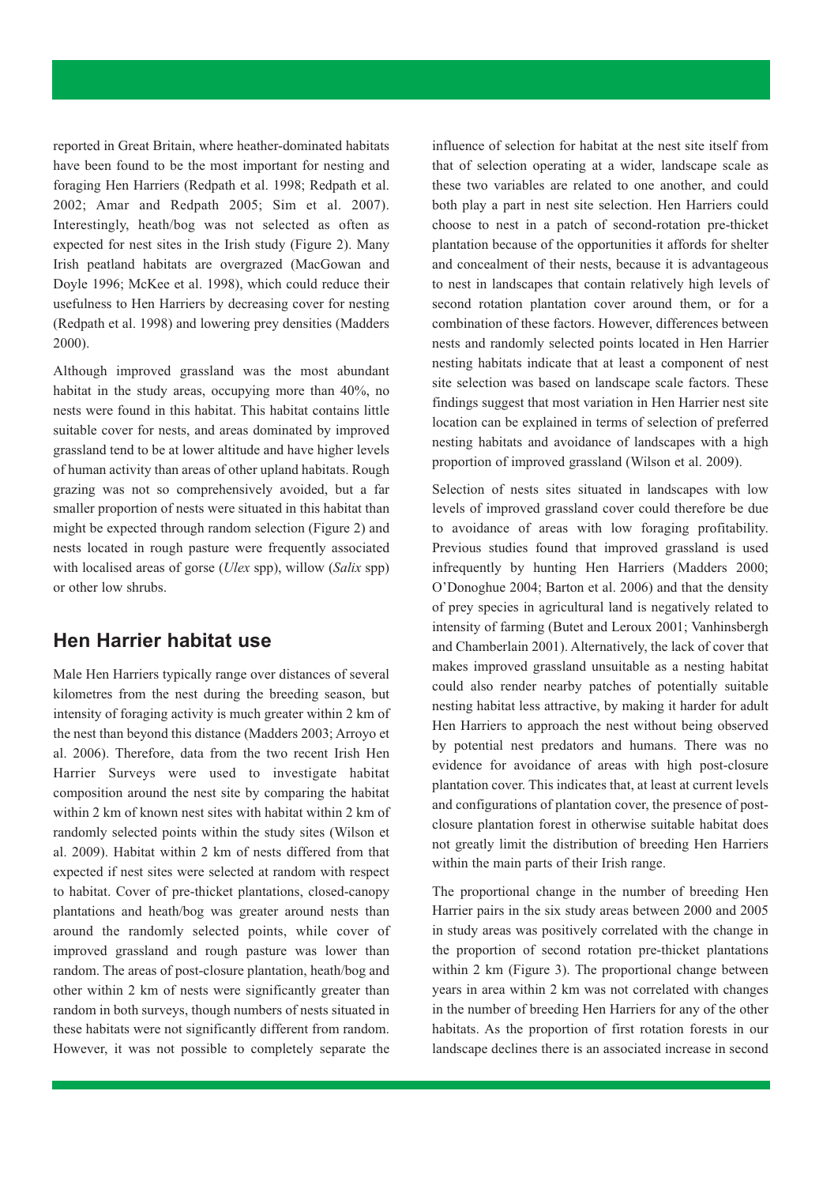reported in Great Britain, where heather-dominated habitats have been found to be the most important for nesting and foraging Hen Harriers (Redpath et al. 1998; Redpath et al. 2002; Amar and Redpath 2005; Sim et al. 2007). Interestingly, heath/bog was not selected as often as expected for nest sites in the Irish study (Figure 2). Many Irish peatland habitats are overgrazed (MacGowan and Doyle 1996; McKee et al. 1998), which could reduce their usefulness to Hen Harriers by decreasing cover for nesting (Redpath et al. 1998) and lowering prey densities (Madders 2000).

Although improved grassland was the most abundant habitat in the study areas, occupying more than 40%, no nests were found in this habitat. This habitat contains little suitable cover for nests, and areas dominated by improved grassland tend to be at lower altitude and have higher levels of human activity than areas of other upland habitats. Rough grazing was not so comprehensively avoided, but a far smaller proportion of nests were situated in this habitat than might be expected through random selection (Figure 2) and nests located in rough pasture were frequently associated with localised areas of gorse (*Ulex* spp), willow (*Salix* spp) or other low shrubs.

## Hen Harrier habitat use

Male Hen Harriers typically range over distances of several kilometres from the nest during the breeding season, but intensity of foraging activity is much greater within 2 km of the nest than beyond this distance (Madders 2003; Arroyo et al. 2006). Therefore, data from the two recent Irish Hen Harrier Surveys were used to investigate habitat composition around the nest site by comparing the habitat within 2 km of known nest sites with habitat within 2 km of randomly selected points within the study sites (Wilson et al. 2009). Habitat within 2 km of nests differed from that expected if nest sites were selected at random with respect to habitat. Cover of pre-thicket plantations, closed-canopy plantations and heath/bog was greater around nests than around the randomly selected points, while cover of improved grassland and rough pasture was lower than random. The areas of post-closure plantation, heath/bog and other within 2 km of nests were significantly greater than random in both surveys, though numbers of nests situated in these habitats were not significantly different from random. However, it was not possible to completely separate the influence of selection for habitat at the nest site itself from that of selection operating at a wider, landscape scale as these two variables are related to one another, and could both play a part in nest site selection. Hen Harriers could choose to nest in a patch of second-rotation pre-thicket plantation because of the opportunities it affords for shelter and concealment of their nests, because it is advantageous to nest in landscapes that contain relatively high levels of second rotation plantation cover around them, or for a combination of these factors. However, differences between nests and randomly selected points located in Hen Harrier nesting habitats indicate that at least a component of nest site selection was based on landscape scale factors. These findings suggest that most variation in Hen Harrier nest site location can be explained in terms of selection of preferred nesting habitats and avoidance of landscapes with a high proportion of improved grassland (Wilson et al. 2009).

Selection of nests sites situated in landscapes with low levels of improved grassland cover could therefore be due to avoidance of areas with low foraging profitability. Previous studies found that improved grassland is used infrequently by hunting Hen Harriers (Madders 2000; O'Donoghue 2004; Barton et al. 2006) and that the density of prey species in agricultural land is negatively related to intensity of farming (Butet and Leroux 2001; Vanhinsbergh and Chamberlain 2001). Alternatively, the lack of cover that makes improved grassland unsuitable as a nesting habitat could also render nearby patches of potentially suitable nesting habitat less attractive, by making it harder for adult Hen Harriers to approach the nest without being observed by potential nest predators and humans. There was no evidence for avoidance of areas with high post-closure plantation cover. This indicates that, at least at current levels and configurations of plantation cover, the presence of post-closure plantation forest in otherwise suitable habitat does not greatly limit the distribution of breeding Hen Harriers within the main parts of their Irish range.

The proportional change in the number of breeding Hen Harrier pairs in the six study areas between 2000 and 2005 in study areas was positively correlated with the change in the proportion of second rotation pre-thicket plantations within 2 km (Figure 3). The proportional change between years in area within 2 km was not correlated with changes in the number of breeding Hen Harriers for any of the other habitats. As the proportion of first rotation forests in our landscape declines there is an associated increase in second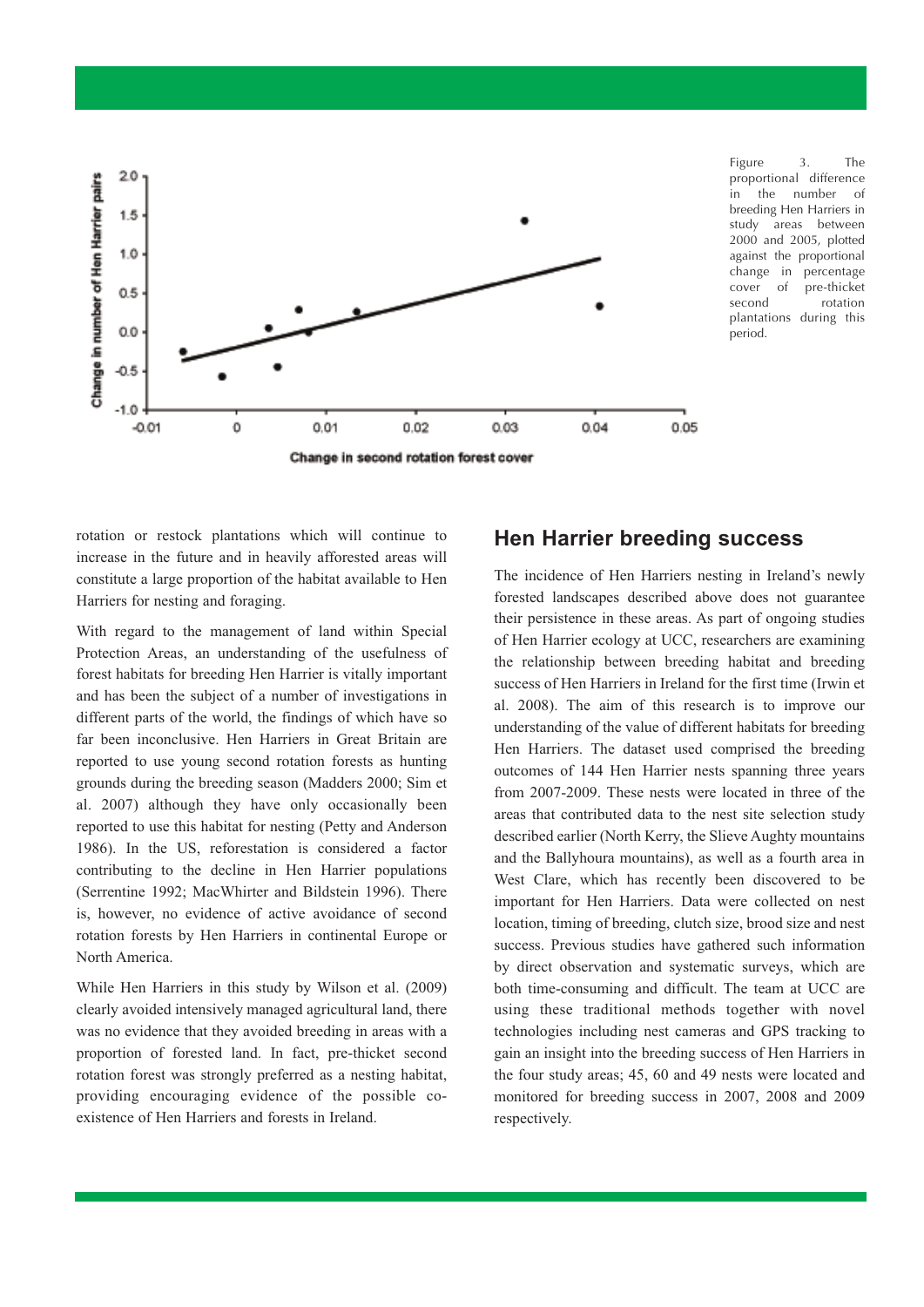Figure 3. The proportional difference in the number of breeding Hen Harriers in study areas between 2000 and 2005, plotted against the proportional change in percentage cover of pre-thicket second rotation plantations during this period.

rotation or restock plantations which will continue to increase in the future and in heavily afforested areas will constitute a large proportion of the habitat available to Hen Harriers for nesting and foraging.

With regard to the management of land within Special Protection Areas, an understanding of the usefulness of forest habitats for breeding Hen Harrier is vitally important and has been the subject of a number of investigations in different parts of the world, the findings of which have so far been inconclusive. Hen Harriers in Great Britain are reported to use young second rotation forests as hunting grounds during the breeding season (Madders 2000; Sim et al. 2007) although they have only occasionally been reported to use this habitat for nesting (Petty and Anderson 1986). In the US, reforestation is considered a factor contributing to the decline in Hen Harrier populations (Serrentine 1992; MacWhirter and Bildstein 1996). There is, however, no evidence of active avoidance of second rotation forests by Hen Harriers in continental Europe or North America.

While Hen Harriers in this study by Wilson et al. (2009) clearly avoided intensively managed agricultural land, there was no evidence that they avoided breeding in areas with a proportion of forested land. In fact, pre-thicket second rotation forest was strongly preferred as a nesting habitat, providing encouraging evidence of the possible co-existence of Hen Harriers and forests in Ireland.

## Hen Harrier breeding success

The incidence of Hen Harriers nesting in Ireland's newly forested landscapes described above does not guarantee their persistence in these areas. As part of ongoing studies of Hen Harrier ecology at UCC, researchers are examining the relationship between breeding habitat and breeding success of Hen Harriers in Ireland for the first time (Irwin et al. 2008). The aim of this research is to improve our understanding of the value of different habitats for breeding Hen Harriers. The dataset used comprised the breeding outcomes of 144 Hen Harrier nests spanning three years from 2007-2009. These nests were located in three of the areas that contributed data to the nest site selection study described earlier (North Kerry, the Slieve Aughty mountains and the Ballyhoura mountains), as well as a fourth area in West Clare, which has recently been discovered to be important for Hen Harriers. Data were collected on nest location, timing of breeding, clutch size, brood size and nest success. Previous studies have gathered such information by direct observation and systematic surveys, which are both time-consuming and difficult. The team at UCC are using these traditional methods together with novel technologies including nest cameras and GPS tracking to gain an insight into the breeding success of Hen Harriers in the four study areas; 45, 60 and 49 nests were located and monitored for breeding success in 2007, 2008 and 2009 respectively.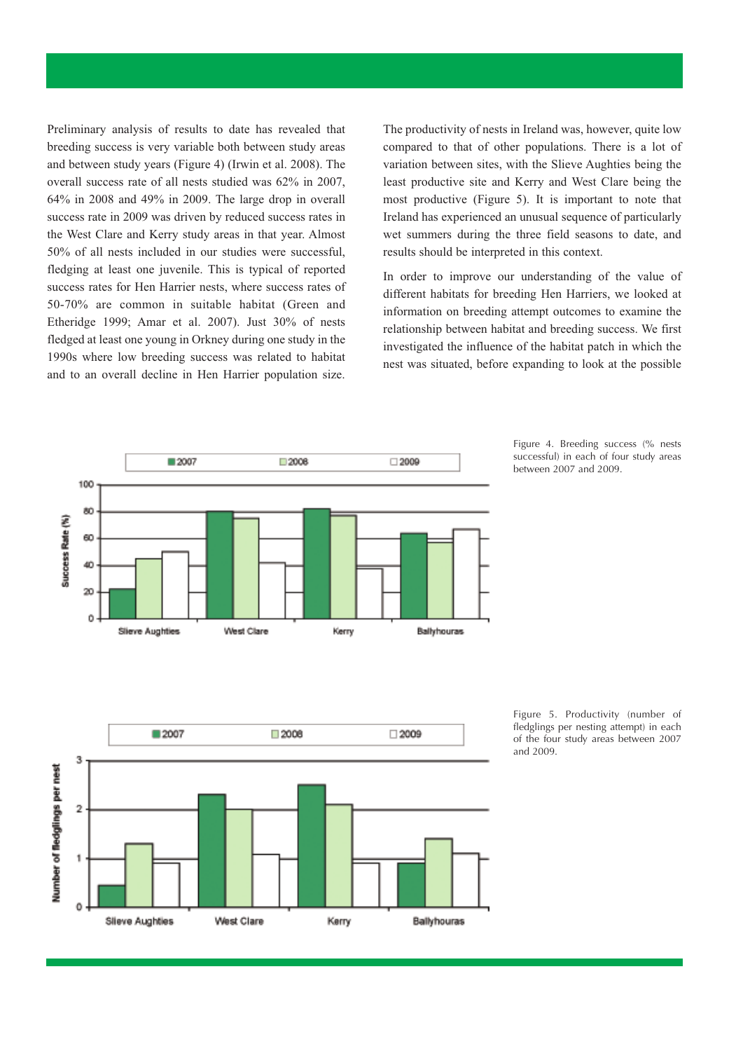Preliminary analysis of results to date has revealed that breeding success is very variable both between study areas and between study years (Figure 4) (Irwin et al. 2008). The overall success rate of all nests studied was 62% in 2007, 64% in 2008 and 49% in 2009. The large drop in overall success rate in 2009 was driven by reduced success rates in the West Clare and Kerry study areas in that year. Almost 50% of all nests included in our studies were successful, fledging at least one juvenile. This is typical of reported success rates for Hen Harrier nests, where success rates of 50-70% are common in suitable habitat (Green and Etheridge 1999; Amar et al. 2007). Just 30% of nests fledged at least one young in Orkney during one study in the 1990s where low breeding success was related to habitat and to an overall decline in Hen Harrier population size.

The productivity of nests in Ireland was, however, quite low compared to that of other populations. There is a lot of variation between sites, with the Slieve Aughties being the least productive site and Kerry and West Clare being the most productive (Figure 5). It is important to note that Ireland has experienced an unusual sequence of particularly wet summers during the three field seasons to date, and results should be interpreted in this context.

In order to improve our understanding of the value of different habitats for breeding Hen Harriers, we looked at information on breeding attempt outcomes to examine the relationship between habitat and breeding success. We first investigated the influence of the habitat patch in which the nest was situated, before expanding to look at the possible

Figure 4. Breeding success (% nests successful) in each of four study areas between 2007 and 2009.

Figure 5. Productivity (number of fledglings per nesting attempt) in each of the four study areas between 2007 and 2009.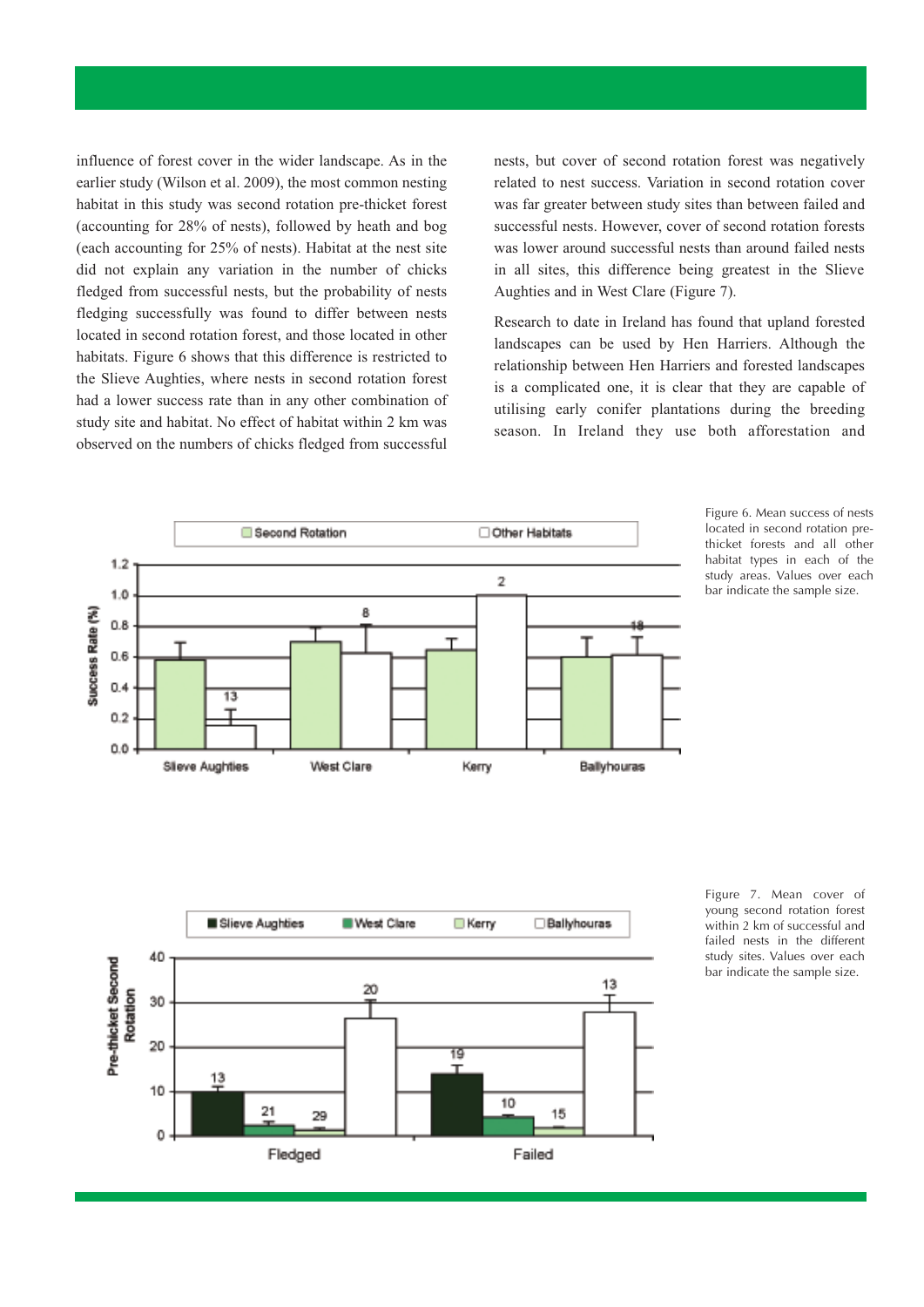influence of forest cover in the wider landscape. As in the earlier study (Wilson et al. 2009), the most common nesting habitat in this study was second rotation pre-thicket forest (accounting for 28% of nests), followed by heath and bog (each accounting for 25% of nests). Habitat at the nest site did not explain any variation in the number of chicks fledged from successful nests, but the probability of nests fledging successfully was found to differ between nests located in second rotation forest, and those located in other habitats. Figure 6 shows that this difference is restricted to the Slieve Aughties, where nests in second rotation forest had a lower success rate than in any other combination of study site and habitat. No effect of habitat within 2 km was observed on the numbers of chicks fledged from successful nests, but cover of second rotation forest was negatively related to nest success. Variation in second rotation cover was far greater between study sites than between failed and successful nests. However, cover of second rotation forests was lower around successful nests than around failed nests in all sites, this difference being greatest in the Slieve Aughties and in West Clare (Figure 7).

Research to date in Ireland has found that upland forested landscapes can be used by Hen Harriers. Although the relationship between Hen Harriers and forested landscapes is a complicated one, it is clear that they are capable of utilising early conifer plantations during the breeding season. In Ireland they use both afforestation and

Figure 6. Mean success of nests located in second rotation pre-thicket forests and all other habitat types in each of the study areas. Values over each bar indicate the sample size.

Figure 7. Mean cover of young second rotation forest within 2 km of successful and failed nests in the different study sites. Values over each bar indicate the sample size.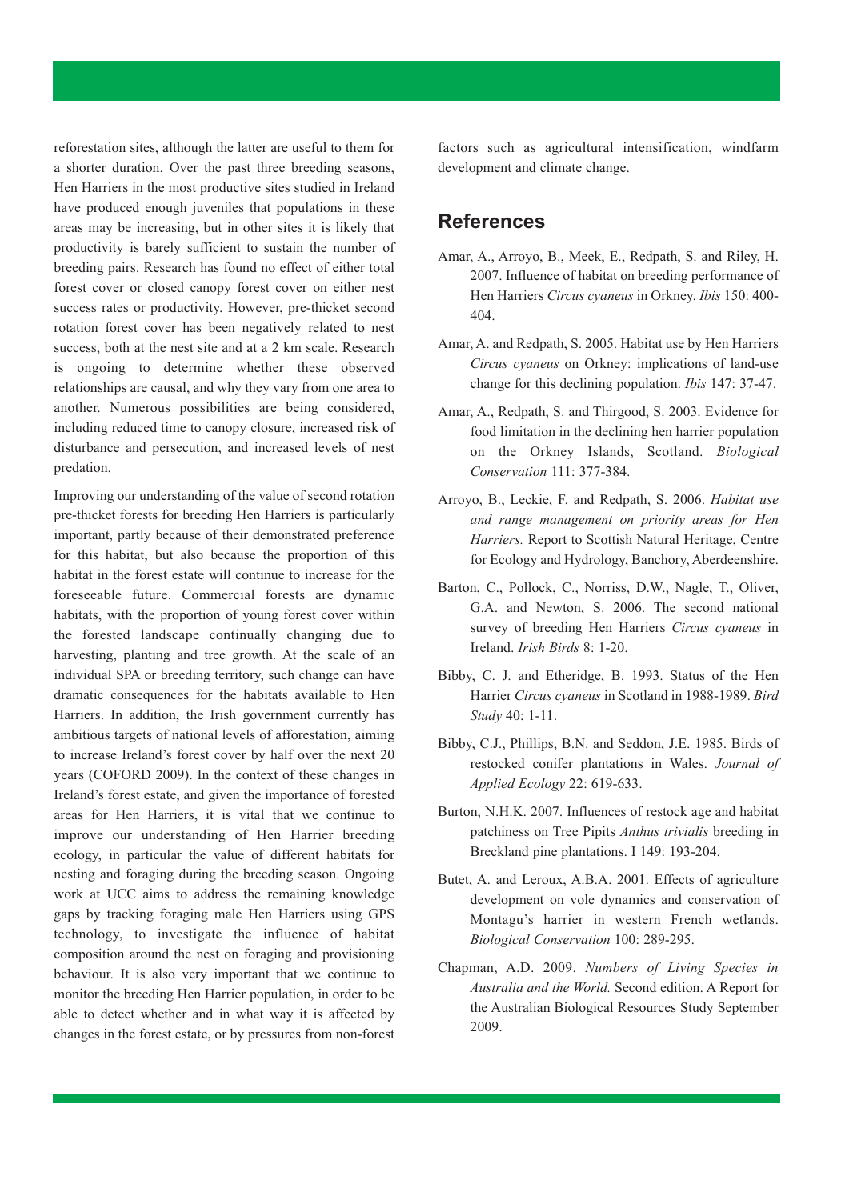reforestation sites, although the latter are useful to them for a shorter duration. Over the past three breeding seasons, Hen Harriers in the most productive sites studied in Ireland have produced enough juveniles that populations in these areas may be increasing, but in other sites it is likely that productivity is barely sufficient to sustain the number of breeding pairs. Research has found no effect of either total forest cover or closed canopy forest cover on either nest success rates or productivity. However, pre-thicket second rotation forest cover has been negatively related to nest success, both at the nest site and at a 2 km scale. Research is ongoing to determine whether these observed relationships are causal, and why they vary from one area to another. Numerous possibilities are being considered, including reduced time to canopy closure, increased risk of disturbance and persecution, and increased levels of nest predation.

Improving our understanding of the value of second rotation pre-thicket forests for breeding Hen Harriers is particularly important, partly because of their demonstrated preference for this habitat, but also because the proportion of this habitat in the forest estate will continue to increase for the foreseeable future. Commercial forests are dynamic habitats, with the proportion of young forest cover within the forested landscape continually changing due to harvesting, planting and tree growth. At the scale of an individual SPA or breeding territory, such change can have dramatic consequences for the habitats available to Hen Harriers. In addition, the Irish government currently has ambitious targets of national levels of afforestation, aiming to increase Ireland's forest cover by half over the next 20 years (COFORD 2009). In the context of these changes in Ireland's forest estate, and given the importance of forested areas for Hen Harriers, it is vital that we continue to improve our understanding of Hen Harrier breeding ecology, in particular the value of different habitats for nesting and foraging during the breeding season. Ongoing work at UCC aims to address the remaining knowledge gaps by tracking foraging male Hen Harriers using GPS technology, to investigate the influence of habitat composition around the nest on foraging and provisioning behaviour. It is also very important that we continue to monitor the breeding Hen Harrier population, in order to be able to detect whether and in what way it is affected by changes in the forest estate, or by pressures from non-forest factors such as agricultural intensification, windfarm development and climate change.

## References

Amar, A., Arroyo, B., Meek, E., Redpath, S. and Riley, H. 2007. Influence of habitat on breeding performance of Hen Harriers *Circus cyaneus* in Orkney. *Ibis* 150: 400-404.

Amar, A. and Redpath, S. 2005. Habitat use by Hen Harriers *Circus cyaneus* on Orkney: implications of land-use change for this declining population. *Ibis* 147: 37-47.

Amar, A., Redpath, S. and Thirgood, S. 2003. Evidence for food limitation in the declining hen harrier population on the Orkney Islands, Scotland. *Biological Conservation* 111: 377-384.

Arroyo, B., Leckie, F. and Redpath, S. 2006. *Habitat use and range management on priority areas for Hen Harriers.* Report to Scottish Natural Heritage, Centre for Ecology and Hydrology, Banchory, Aberdeenshire.

Barton, C., Pollock, C., Norriss, D.W., Nagle, T., Oliver, G.A. and Newton, S. 2006. The second national survey of breeding Hen Harriers *Circus cyaneus* in Ireland. *Irish Birds* 8: 1-20.

Bibby, C. J. and Etheridge, B. 1993. Status of the Hen Harrier *Circus cyaneus* in Scotland in 1988-1989. *Bird Study* 40: 1-11.

Bibby, C.J., Phillips, B.N. and Seddon, J.E. 1985. Birds of restocked conifer plantations in Wales. *Journal of Applied Ecology* 22: 619-633.

Burton, N.H.K. 2007. Influences of restock age and habitat patchiness on Tree Pipits *Anthus trivialis* breeding in Breckland pine plantations. I 149: 193-204.

Butet, A. and Leroux, A.B.A. 2001. Effects of agriculture development on vole dynamics and conservation of Montagu's harrier in western French wetlands. *Biological Conservation* 100: 289-295.

Chapman, A.D. 2009. *Numbers of Living Species in Australia and the World.* Second edition. A Report for the Australian Biological Resources Study September 2009.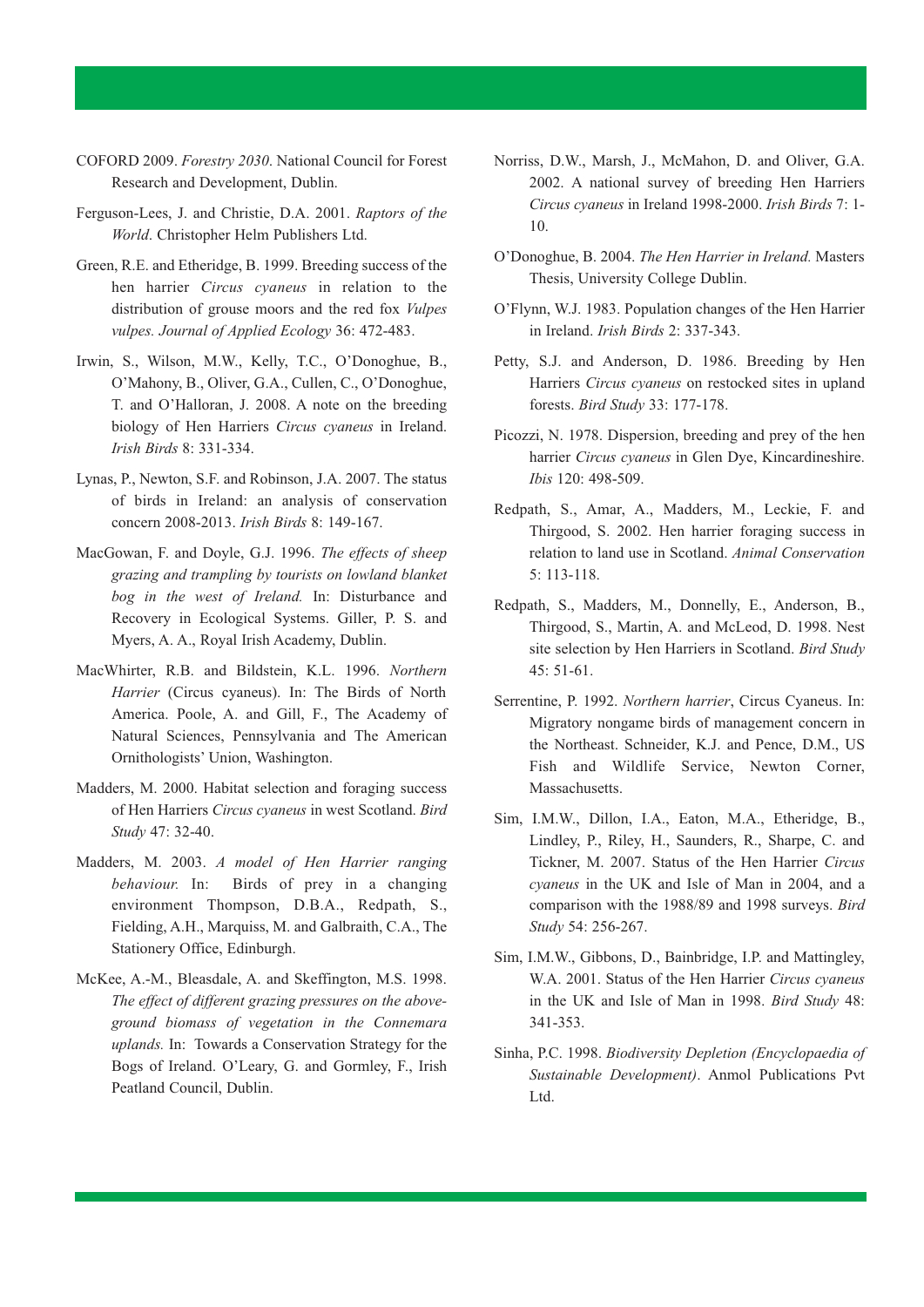COFORD 2009. *Forestry 2030*. National Council for Forest Research and Development, Dublin.

Ferguson-Lees, J. and Christie, D.A. 2001. *Raptors of the World*. Christopher Helm Publishers Ltd.

Green, R.E. and Etheridge, B. 1999. Breeding success of the hen harrier *Circus cyaneus* in relation to the distribution of grouse moors and the red fox *Vulpes vulpes. Journal of Applied Ecology* 36: 472-483.

Irwin, S., Wilson, M.W., Kelly, T.C., O'Donoghue, B., O'Mahony, B., Oliver, G.A., Cullen, C., O'Donoghue, T. and O'Halloran, J. 2008. A note on the breeding biology of Hen Harriers *Circus cyaneus* in Ireland. *Irish Birds* 8: 331-334.

Lynas, P., Newton, S.F. and Robinson, J.A. 2007. The status of birds in Ireland: an analysis of conservation concern 2008-2013. *Irish Birds* 8: 149-167.

MacGowan, F. and Doyle, G.J. 1996. *The effects of sheep grazing and trampling by tourists on lowland blanket bog in the west of Ireland.* In: Disturbance and Recovery in Ecological Systems. Giller, P. S. and Myers, A. A., Royal Irish Academy, Dublin.

MacWhirter, R.B. and Bildstein, K.L. 1996. *Northern Harrier* (Circus cyaneus). In: The Birds of North America. Poole, A. and Gill, F., The Academy of Natural Sciences, Pennsylvania and The American Ornithologists' Union, Washington.

Madders, M. 2000. Habitat selection and foraging success of Hen Harriers *Circus cyaneus* in west Scotland. *Bird Study* 47: 32-40.

Madders, M. 2003. *A model of Hen Harrier ranging behaviour.* In: Birds of prey in a changing environment Thompson, D.B.A., Redpath, S., Fielding, A.H., Marquiss, M. and Galbraith, C.A., The Stationery Office, Edinburgh.

McKee, A.-M., Bleasdale, A. and Skeffington, M.S. 1998. *The effect of different grazing pressures on the above-ground biomass of vegetation in the Connemara uplands.* In: Towards a Conservation Strategy for the Bogs of Ireland. O'Leary, G. and Gormley, F., Irish Peatland Council, Dublin.

Norriss, D.W., Marsh, J., McMahon, D. and Oliver, G.A. 2002. A national survey of breeding Hen Harriers *Circus cyaneus* in Ireland 1998-2000. *Irish Birds* 7: 1-10.

O'Donoghue, B. 2004. *The Hen Harrier in Ireland.* Masters Thesis, University College Dublin.

O'Flynn, W.J. 1983. Population changes of the Hen Harrier in Ireland. *Irish Birds* 2: 337-343.

Petty, S.J. and Anderson, D. 1986. Breeding by Hen Harriers *Circus cyaneus* on restocked sites in upland forests. *Bird Study* 33: 177-178.

Picozzi, N. 1978. Dispersion, breeding and prey of the hen harrier *Circus cyaneus* in Glen Dye, Kincardineshire. *Ibis* 120: 498-509.

Redpath, S., Amar, A., Madders, M., Leckie, F. and Thirgood, S. 2002. Hen harrier foraging success in relation to land use in Scotland. *Animal Conservation* 5: 113-118.

Redpath, S., Madders, M., Donnelly, E., Anderson, B., Thirgood, S., Martin, A. and McLeod, D. 1998. Nest site selection by Hen Harriers in Scotland. *Bird Study* 45: 51-61.

Serrentine, P. 1992. *Northern harrier*, Circus Cyaneus. In: Migratory nongame birds of management concern in the Northeast. Schneider, K.J. and Pence, D.M., US Fish and Wildlife Service, Newton Corner, Massachusetts.

Sim, I.M.W., Dillon, I.A., Eaton, M.A., Etheridge, B., Lindley, P., Riley, H., Saunders, R., Sharpe, C. and Tickner, M. 2007. Status of the Hen Harrier *Circus cyaneus* in the UK and Isle of Man in 2004, and a comparison with the 1988/89 and 1998 surveys. *Bird Study* 54: 256-267.

Sim, I.M.W., Gibbons, D., Bainbridge, I.P. and Mattingley, W.A. 2001. Status of the Hen Harrier *Circus cyaneus* in the UK and Isle of Man in 1998. *Bird Study* 48: 341-353.

Sinha, P.C. 1998. *Biodiversity Depletion (Encyclopaedia of Sustainable Development)*. Anmol Publications Pvt Ltd.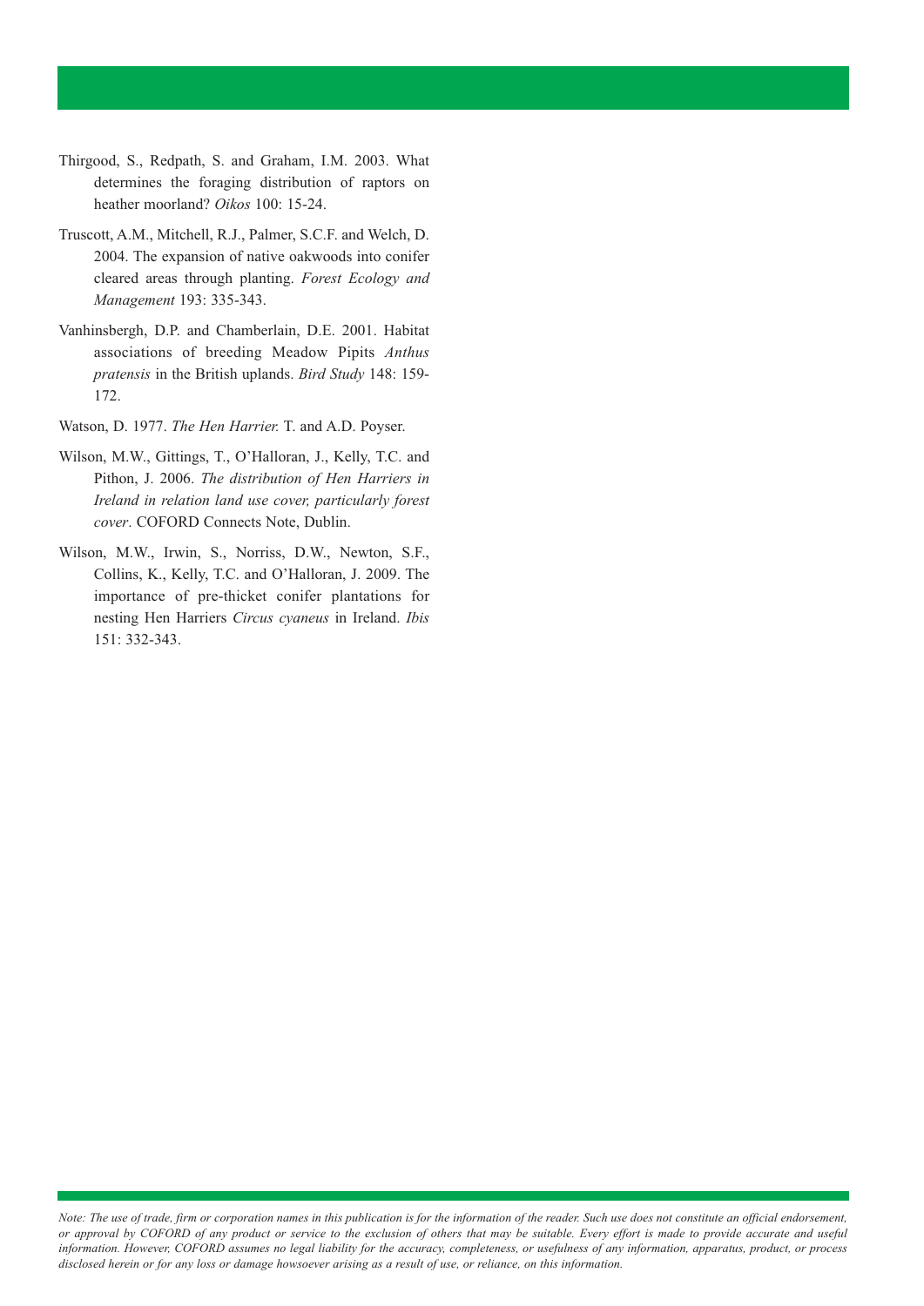Thirgood, S., Redpath, S. and Graham, I.M. 2003. What determines the foraging distribution of raptors on heather moorland? *Oikos* 100: 15-24.

Truscott, A.M., Mitchell, R.J., Palmer, S.C.F. and Welch, D. 2004. The expansion of native oakwoods into conifer cleared areas through planting. *Forest Ecology and Management* 193: 335-343.

Vanhinsbergh, D.P. and Chamberlain, D.E. 2001. Habitat associations of breeding Meadow Pipits *Anthus pratensis* in the British uplands. *Bird Study* 148: 159-172.

Watson, D. 1977. *The Hen Harrier.* T. and A.D. Poyser.

Wilson, M.W., Gittings, T., O'Halloran, J., Kelly, T.C. and Pithon, J. 2006. *The distribution of Hen Harriers in Ireland in relation land use cover, particularly forest cover*. COFORD Connects Note, Dublin.

Wilson, M.W., Irwin, S., Norriss, D.W., Newton, S.F., Collins, K., Kelly, T.C. and O'Halloran, J. 2009. The importance of pre-thicket conifer plantations for nesting Hen Harriers *Circus cyaneus* in Ireland. *Ibis* 151: 332-343.

*Note: The use of trade, firm or corporation names in this publication is for the information of the reader. Such use does not constitute an official endorsement, or approval by COFORD of any product or service to the exclusion of others that may be suitable. Every effort is made to provide accurate and useful information. However, COFORD assumes no legal liability for the accuracy, completeness, or usefulness of any information, apparatus, product, or process disclosed herein or for any loss or damage howsoever arising as a result of use, or reliance, on this information.*